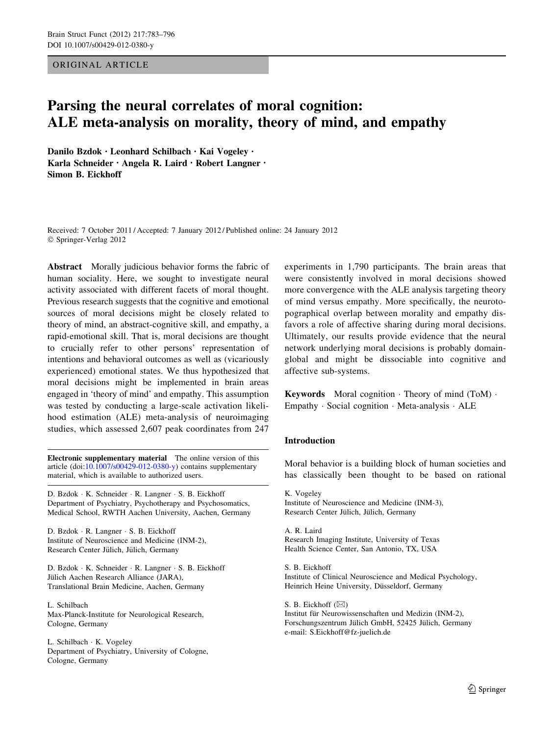ORIGINAL ARTICLE

# Parsing the neural correlates of moral cognition: ALE meta-analysis on morality, theory of mind, and empathy

**Danilo Bzdok · Leonhard Schilbach · Kai Vogeley · Karla Schneider · Angela R. Laird · Robert Langner · Simon B. Eickhoff**

Received: 7 October 2011 / Accepted: 7 January 2012 / Published online: 24 January 2012
© Springer-Verlag 2012

**Abstract** Morally judicious behavior forms the fabric of human sociality. Here, we sought to investigate neural activity associated with different facets of moral thought. Previous research suggests that the cognitive and emotional sources of moral decisions might be closely related to theory of mind, an abstract-cognitive skill, and empathy, a rapid-emotional skill. That is, moral decisions are thought to crucially refer to other persons' representation of intentions and behavioral outcomes as well as (vicariously experienced) emotional states. We thus hypothesized that moral decisions might be implemented in brain areas engaged in 'theory of mind' and empathy. This assumption was tested by conducting a large-scale activation likelihood estimation (ALE) meta-analysis of neuroimaging studies, which assessed 2,607 peak coordinates from 247 experiments in 1,790 participants. The brain areas that were consistently involved in moral decisions showed more convergence with the ALE analysis targeting theory of mind versus empathy. More specifically, the neurotopographical overlap between morality and empathy disfavors a role of affective sharing during moral decisions. Ultimately, our results provide evidence that the neural network underlying moral decisions is probably domain-global and might be dissociable into cognitive and affective sub-systems.

**Keywords** Moral cognition · Theory of mind (ToM) · Empathy · Social cognition · Meta-analysis · ALE

**Electronic supplementary material** The online version of this article (doi:10.1007/s00429-012-0380-y) contains supplementary material, which is available to authorized users.

D. Bzdok · K. Schneider · R. Langner · S. B. Eickhoff
Department of Psychiatry, Psychotherapy and Psychosomatics, Medical School, RWTH Aachen University, Aachen, Germany

D. Bzdok · R. Langner · S. B. Eickhoff
Institute of Neuroscience and Medicine (INM-2), Research Center Jülich, Jülich, Germany

D. Bzdok · K. Schneider · R. Langner · S. B. Eickhoff
Jülich Aachen Research Alliance (JARA), Translational Brain Medicine, Aachen, Germany

L. Schilbach
Max-Planck-Institute for Neurological Research, Cologne, Germany

L. Schilbach · K. Vogeley
Department of Psychiatry, University of Cologne, Cologne, Germany

K. Vogeley
Institute of Neuroscience and Medicine (INM-3), Research Center Jülich, Jülich, Germany

A. R. Laird
Research Imaging Institute, University of Texas Health Science Center, San Antonio, TX, USA

S. B. Eickhoff
Institute of Clinical Neuroscience and Medical Psychology, Heinrich Heine University, Düsseldorf, Germany

S. B. Eickhoff (✉)
Institut für Neurowissenschaften und Medizin (INM-2), Forschungszentrum Jülich GmbH, 52425 Jülich, Germany
e-mail: S.Eickhoff@fz-juelich.de

## Introduction

Moral behavior is a building block of human societies and has classically been thought to be based on rational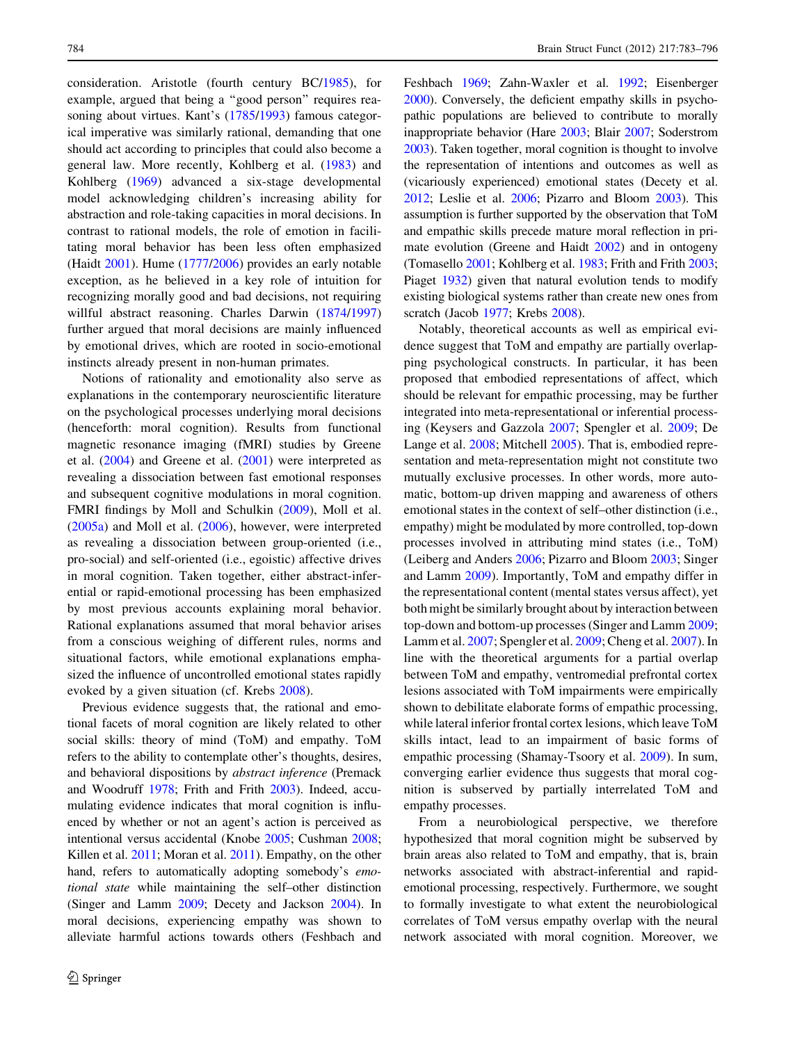consideration. Aristotle (fourth century BC/1985), for example, argued that being a "good person" requires reasoning about virtues. Kant's (1785/1993) famous categorical imperative was similarly rational, demanding that one should act according to principles that could also become a general law. More recently, Kohlberg et al. (1983) and Kohlberg (1969) advanced a six-stage developmental model acknowledging children's increasing ability for abstraction and role-taking capacities in moral decisions. In contrast to rational models, the role of emotion in facilitating moral behavior has been less often emphasized (Haidt 2001). Hume (1777/2006) provides an early notable exception, as he believed in a key role of intuition for recognizing morally good and bad decisions, not requiring willful abstract reasoning. Charles Darwin (1874/1997) further argued that moral decisions are mainly influenced by emotional drives, which are rooted in socio-emotional instincts already present in non-human primates.

Notions of rationality and emotionality also serve as explanations in the contemporary neuroscientific literature on the psychological processes underlying moral decisions (henceforth: moral cognition). Results from functional magnetic resonance imaging (fMRI) studies by Greene et al. (2004) and Greene et al. (2001) were interpreted as revealing a dissociation between fast emotional responses and subsequent cognitive modulations in moral cognition. FMRI findings by Moll and Schulkin (2009), Moll et al. (2005a) and Moll et al. (2006), however, were interpreted as revealing a dissociation between group-oriented (i.e., pro-social) and self-oriented (i.e., egoistic) affective drives in moral cognition. Taken together, either abstract-inferential or rapid-emotional processing has been emphasized by most previous accounts explaining moral behavior. Rational explanations assumed that moral behavior arises from a conscious weighing of different rules, norms and situational factors, while emotional explanations emphasized the influence of uncontrolled emotional states rapidly evoked by a given situation (cf. Krebs 2008).

Previous evidence suggests that, the rational and emotional facets of moral cognition are likely related to other social skills: theory of mind (ToM) and empathy. ToM refers to the ability to contemplate other's thoughts, desires, and behavioral dispositions by *abstract inference* (Premack and Woodruff 1978; Frith and Frith 2003). Indeed, accumulating evidence indicates that moral cognition is influenced by whether or not an agent's action is perceived as intentional versus accidental (Knobe 2005; Cushman 2008; Killen et al. 2011; Moran et al. 2011). Empathy, on the other hand, refers to automatically adopting somebody's *emotional state* while maintaining the self–other distinction (Singer and Lamm 2009; Decety and Jackson 2004). In moral decisions, experiencing empathy was shown to alleviate harmful actions towards others (Feshbach and Feshbach 1969; Zahn-Waxler et al. 1992; Eisenberger 2000). Conversely, the deficient empathy skills in psychopathic populations are believed to contribute to morally inappropriate behavior (Hare 2003; Blair 2007; Soderstrom 2003). Taken together, moral cognition is thought to involve the representation of intentions and outcomes as well as (vicariously experienced) emotional states (Decety et al. 2012; Leslie et al. 2006; Pizarro and Bloom 2003). This assumption is further supported by the observation that ToM and empathic skills precede mature moral reflection in primate evolution (Greene and Haidt 2002) and in ontogeny (Tomasello 2001; Kohlberg et al. 1983; Frith and Frith 2003; Piaget 1932) given that natural evolution tends to modify existing biological systems rather than create new ones from scratch (Jacob 1977; Krebs 2008).

Notably, theoretical accounts as well as empirical evidence suggest that ToM and empathy are partially overlapping psychological constructs. In particular, it has been proposed that embodied representations of affect, which should be relevant for empathic processing, may be further integrated into meta-representational or inferential processing (Keysers and Gazzola 2007; Spengler et al. 2009; De Lange et al. 2008; Mitchell 2005). That is, embodied representation and meta-representation might not constitute two mutually exclusive processes. In other words, more automatic, bottom-up driven mapping and awareness of others emotional states in the context of self–other distinction (i.e., empathy) might be modulated by more controlled, top-down processes involved in attributing mind states (i.e., ToM) (Leiberg and Anders 2006; Pizarro and Bloom 2003; Singer and Lamm 2009). Importantly, ToM and empathy differ in the representational content (mental states versus affect), yet both might be similarly brought about by interaction between top-down and bottom-up processes (Singer and Lamm 2009; Lamm et al. 2007; Spengler et al. 2009; Cheng et al. 2007). In line with the theoretical arguments for a partial overlap between ToM and empathy, ventromedial prefrontal cortex lesions associated with ToM impairments were empirically shown to debilitate elaborate forms of empathic processing, while lateral inferior frontal cortex lesions, which leave ToM skills intact, lead to an impairment of basic forms of empathic processing (Shamay-Tsoory et al. 2009). In sum, converging earlier evidence thus suggests that moral cognition is subserved by partially interrelated ToM and empathy processes.

From a neurobiological perspective, we therefore hypothesized that moral cognition might be subserved by brain areas also related to ToM and empathy, that is, brain networks associated with abstract-inferential and rapid-emotional processing, respectively. Furthermore, we sought to formally investigate to what extent the neurobiological correlates of ToM versus empathy overlap with the neural network associated with moral cognition. Moreover, we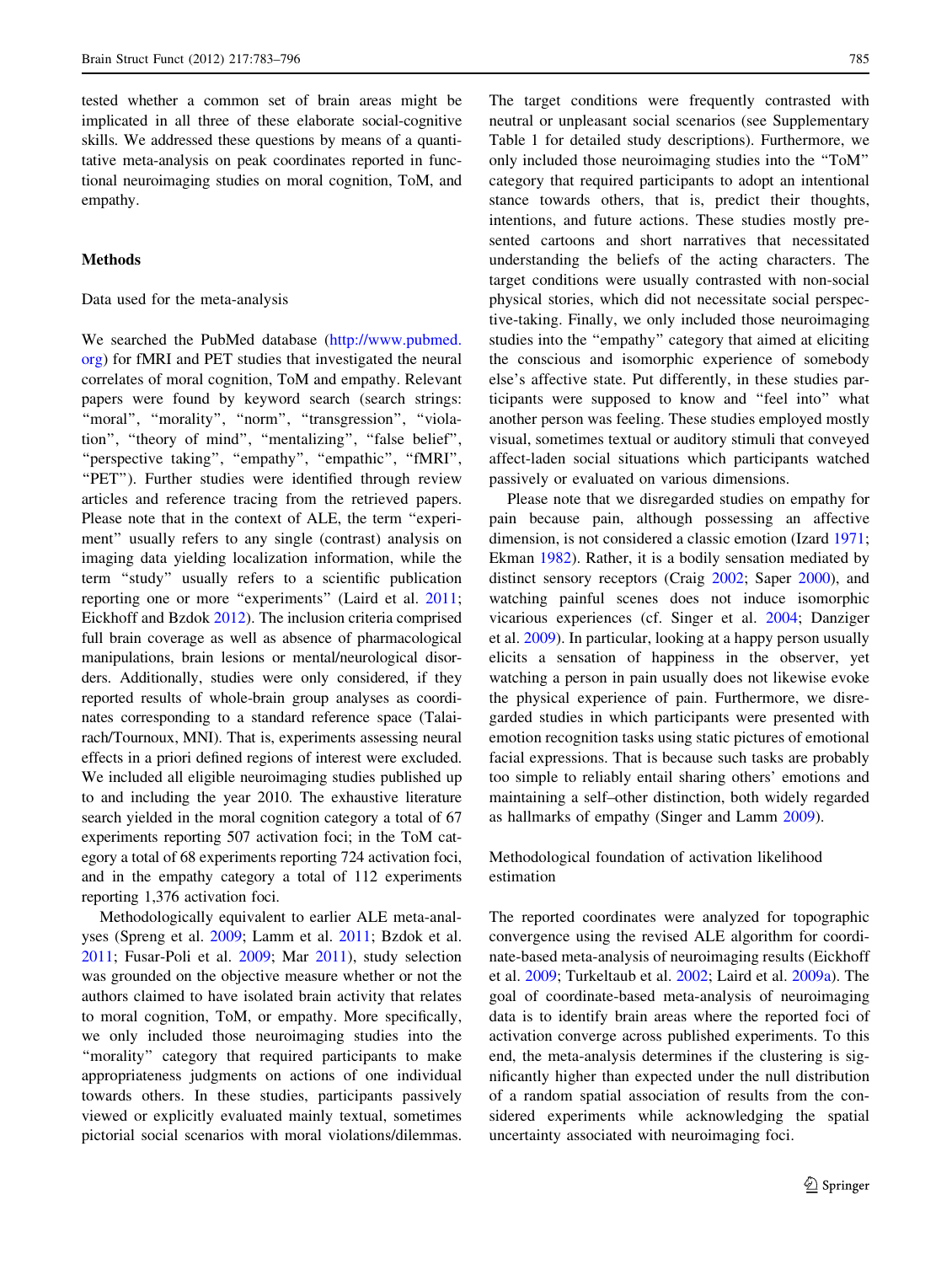tested whether a common set of brain areas might be implicated in all three of these elaborate social-cognitive skills. We addressed these questions by means of a quantitative meta-analysis on peak coordinates reported in functional neuroimaging studies on moral cognition, ToM, and empathy.

## Methods

### Data used for the meta-analysis

We searched the PubMed database (http://www.pubmed.org) for fMRI and PET studies that investigated the neural correlates of moral cognition, ToM and empathy. Relevant papers were found by keyword search (search strings: "moral", "morality", "norm", "transgression", "violation", "theory of mind", "mentalizing", "false belief", "perspective taking", "empathy", "empathic", "fMRI", "PET"). Further studies were identified through review articles and reference tracing from the retrieved papers. Please note that in the context of ALE, the term "experiment" usually refers to any single (contrast) analysis on imaging data yielding localization information, while the term "study" usually refers to a scientific publication reporting one or more "experiments" (Laird et al. 2011; Eickhoff and Bzdok 2012). The inclusion criteria comprised full brain coverage as well as absence of pharmacological manipulations, brain lesions or mental/neurological disorders. Additionally, studies were only considered, if they reported results of whole-brain group analyses as coordinates corresponding to a standard reference space (Talairach/Tournoux, MNI). That is, experiments assessing neural effects in a priori defined regions of interest were excluded. We included all eligible neuroimaging studies published up to and including the year 2010. The exhaustive literature search yielded in the moral cognition category a total of 67 experiments reporting 507 activation foci; in the ToM category a total of 68 experiments reporting 724 activation foci, and in the empathy category a total of 112 experiments reporting 1,376 activation foci.

Methodologically equivalent to earlier ALE meta-analyses (Spreng et al. 2009; Lamm et al. 2011; Bzdok et al. 2011; Fusar-Poli et al. 2009; Mar 2011), study selection was grounded on the objective measure whether or not the authors claimed to have isolated brain activity that relates to moral cognition, ToM, or empathy. More specifically, we only included those neuroimaging studies into the "morality" category that required participants to make appropriateness judgments on actions of one individual towards others. In these studies, participants passively viewed or explicitly evaluated mainly textual, sometimes pictorial social scenarios with moral violations/dilemmas. The target conditions were frequently contrasted with neutral or unpleasant social scenarios (see Supplementary Table 1 for detailed study descriptions). Furthermore, we only included those neuroimaging studies into the "ToM" category that required participants to adopt an intentional stance towards others, that is, predict their thoughts, intentions, and future actions. These studies mostly presented cartoons and short narratives that necessitated understanding the beliefs of the acting characters. The target conditions were usually contrasted with non-social physical stories, which did not necessitate social perspective-taking. Finally, we only included those neuroimaging studies into the "empathy" category that aimed at eliciting the conscious and isomorphic experience of somebody else's affective state. Put differently, in these studies participants were supposed to know and "feel into" what another person was feeling. These studies employed mostly visual, sometimes textual or auditory stimuli that conveyed affect-laden social situations which participants watched passively or evaluated on various dimensions.

Please note that we disregarded studies on empathy for pain because pain, although possessing an affective dimension, is not considered a classic emotion (Izard 1971; Ekman 1982). Rather, it is a bodily sensation mediated by distinct sensory receptors (Craig 2002; Saper 2000), and watching painful scenes does not induce isomorphic vicarious experiences (cf. Singer et al. 2004; Danziger et al. 2009). In particular, looking at a happy person usually elicits a sensation of happiness in the observer, yet watching a person in pain usually does not likewise evoke the physical experience of pain. Furthermore, we disregarded studies in which participants were presented with emotion recognition tasks using static pictures of emotional facial expressions. That is because such tasks are probably too simple to reliably entail sharing others' emotions and maintaining a self–other distinction, both widely regarded as hallmarks of empathy (Singer and Lamm 2009).

### Methodological foundation of activation likelihood estimation

The reported coordinates were analyzed for topographic convergence using the revised ALE algorithm for coordinate-based meta-analysis of neuroimaging results (Eickhoff et al. 2009; Turkeltaub et al. 2002; Laird et al. 2009a). The goal of coordinate-based meta-analysis of neuroimaging data is to identify brain areas where the reported foci of activation converge across published experiments. To this end, the meta-analysis determines if the clustering is significantly higher than expected under the null distribution of a random spatial association of results from the considered experiments while acknowledging the spatial uncertainty associated with neuroimaging foci.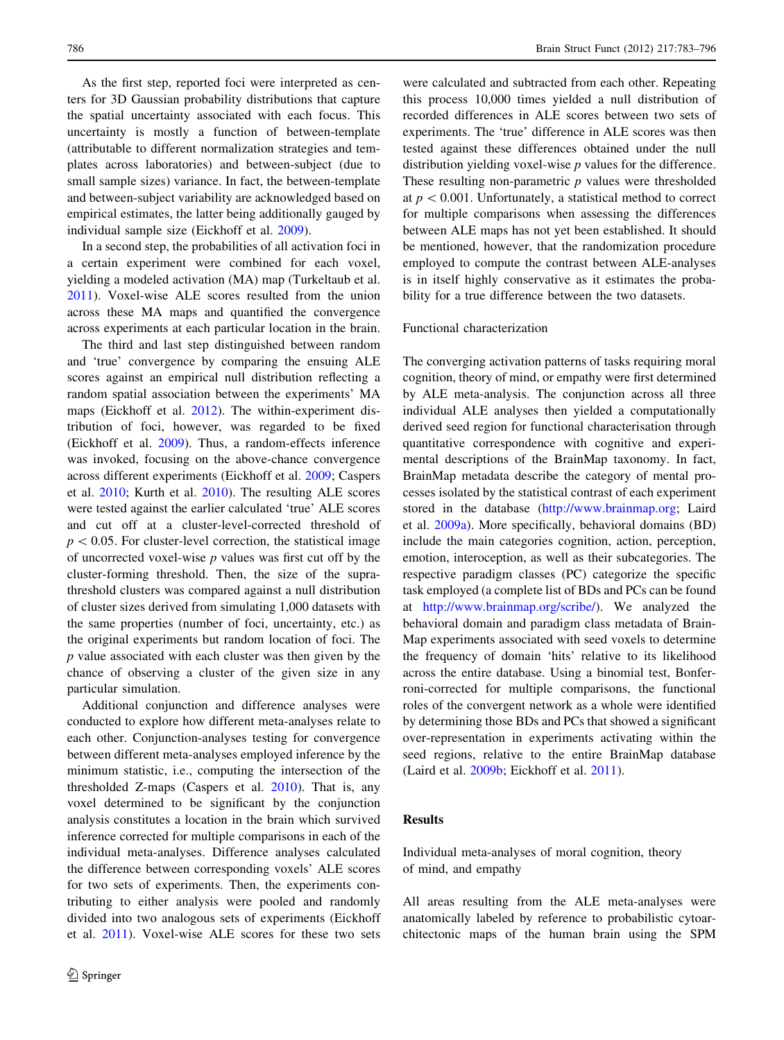As the first step, reported foci were interpreted as centers for 3D Gaussian probability distributions that capture the spatial uncertainty associated with each focus. This uncertainty is mostly a function of between-template (attributable to different normalization strategies and templates across laboratories) and between-subject (due to small sample sizes) variance. In fact, the between-template and between-subject variability are acknowledged based on empirical estimates, the latter being additionally gauged by individual sample size (Eickhoff et al. 2009).

In a second step, the probabilities of all activation foci in a certain experiment were combined for each voxel, yielding a modeled activation (MA) map (Turkeltaub et al. 2011). Voxel-wise ALE scores resulted from the union across these MA maps and quantified the convergence across experiments at each particular location in the brain.

The third and last step distinguished between random and 'true' convergence by comparing the ensuing ALE scores against an empirical null distribution reflecting a random spatial association between the experiments' MA maps (Eickhoff et al. 2012). The within-experiment distribution of foci, however, was regarded to be fixed (Eickhoff et al. 2009). Thus, a random-effects inference was invoked, focusing on the above-chance convergence across different experiments (Eickhoff et al. 2009; Caspers et al. 2010; Kurth et al. 2010). The resulting ALE scores were tested against the earlier calculated 'true' ALE scores and cut off at a cluster-level-corrected threshold of $p < 0.05$. For cluster-level correction, the statistical image of uncorrected voxel-wise $p$ values was first cut off by the cluster-forming threshold. Then, the size of the supra-threshold clusters was compared against a null distribution of cluster sizes derived from simulating 1,000 datasets with the same properties (number of foci, uncertainty, etc.) as the original experiments but random location of foci. The $p$ value associated with each cluster was then given by the chance of observing a cluster of the given size in any particular simulation.

Additional conjunction and difference analyses were conducted to explore how different meta-analyses relate to each other. Conjunction-analyses testing for convergence between different meta-analyses employed inference by the minimum statistic, i.e., computing the intersection of the thresholded Z-maps (Caspers et al. 2010). That is, any voxel determined to be significant by the conjunction analysis constitutes a location in the brain which survived inference corrected for multiple comparisons in each of the individual meta-analyses. Difference analyses calculated the difference between corresponding voxels' ALE scores for two sets of experiments. Then, the experiments contributing to either analysis were pooled and randomly divided into two analogous sets of experiments (Eickhoff et al. 2011). Voxel-wise ALE scores for these two sets were calculated and subtracted from each other. Repeating this process 10,000 times yielded a null distribution of recorded differences in ALE scores between two sets of experiments. The 'true' difference in ALE scores was then tested against these differences obtained under the null distribution yielding voxel-wise $p$ values for the difference. These resulting non-parametric $p$ values were thresholded at $p < 0.001$. Unfortunately, a statistical method to correct for multiple comparisons when assessing the differences between ALE maps has not yet been established. It should be mentioned, however, that the randomization procedure employed to compute the contrast between ALE-analyses is in itself highly conservative as it estimates the probability for a true difference between the two datasets.

### Functional characterization

The converging activation patterns of tasks requiring moral cognition, theory of mind, or empathy were first determined by ALE meta-analysis. The conjunction across all three individual ALE analyses then yielded a computationally derived seed region for functional characterisation through quantitative correspondence with cognitive and experimental descriptions of the BrainMap taxonomy. In fact, BrainMap metadata describe the category of mental processes isolated by the statistical contrast of each experiment stored in the database (http://www.brainmap.org; Laird et al. 2009a). More specifically, behavioral domains (BD) include the main categories cognition, action, perception, emotion, interoception, as well as their subcategories. The respective paradigm classes (PC) categorize the specific task employed (a complete list of BDs and PCs can be found at http://www.brainmap.org/scribe/). We analyzed the behavioral domain and paradigm class metadata of BrainMap experiments associated with seed voxels to determine the frequency of domain 'hits' relative to its likelihood across the entire database. Using a binomial test, Bonferroni-corrected for multiple comparisons, the functional roles of the convergent network as a whole were identified by determining those BDs and PCs that showed a significant over-representation in experiments activating within the seed regions, relative to the entire BrainMap database (Laird et al. 2009b; Eickhoff et al. 2011).

## Results

### Individual meta-analyses of moral cognition, theory of mind, and empathy

All areas resulting from the ALE meta-analyses were anatomically labeled by reference to probabilistic cytoarchitectonic maps of the human brain using the SPM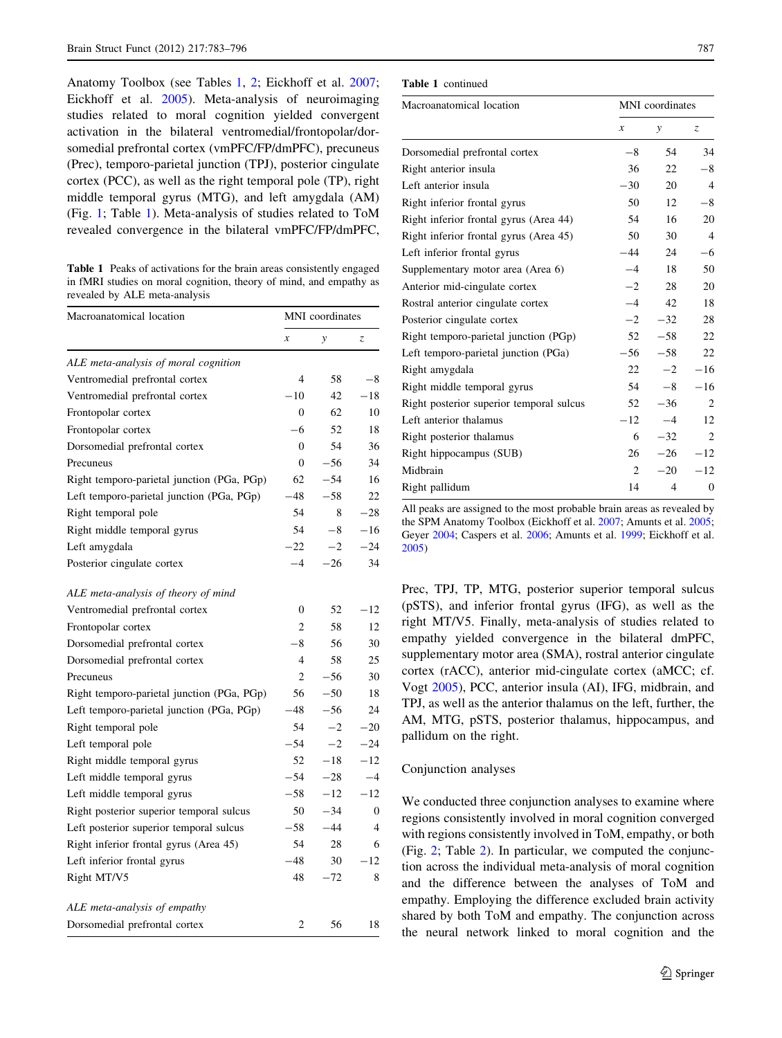Anatomy Toolbox (see Tables 1, 2; Eickhoff et al. 2007; Eickhoff et al. 2005). Meta-analysis of neuroimaging studies related to moral cognition yielded convergent activation in the bilateral ventromedial/frontopolar/dorsomedial prefrontal cortex (vmPFC/FP/dmPFC), precuneus (Prec), temporo-parietal junction (TPJ), posterior cingulate cortex (PCC), as well as the right temporal pole (TP), right middle temporal gyrus (MTG), and left amygdala (AM) (Fig. 1; Table 1). Meta-analysis of studies related to ToM revealed convergence in the bilateral vmPFC/FP/dmPFC, Prec, TPJ, TP, MTG, posterior superior temporal sulcus (pSTS), and inferior frontal gyrus (IFG), as well as the right MT/V5. Finally, meta-analysis of studies related to empathy yielded convergence in the bilateral dmPFC, supplementary motor area (SMA), rostral anterior cingulate cortex (rACC), anterior mid-cingulate cortex (aMCC; cf. Vogt 2005), PCC, anterior insula (AI), IFG, midbrain, and TPJ, as well as the anterior thalamus on the left, further, the AM, MTG, pSTS, posterior thalamus, hippocampus, and pallidum on the right.

**Table 1** Peaks of activations for the brain areas consistently engaged in fMRI studies on moral cognition, theory of mind, and empathy as revealed by ALE meta-analysis

| Macroanatomical location | MNI coordinates | | |
|---|---|---|---|
| | *x* | *y* | *z* |
| *ALE meta-analysis of moral cognition* | | | |
| Ventromedial prefrontal cortex | 4 | 58 | −8 |
| Ventromedial prefrontal cortex | −10 | 42 | −18 |
| Frontopolar cortex | 0 | 62 | 10 |
| Frontopolar cortex | −6 | 52 | 18 |
| Dorsomedial prefrontal cortex | 0 | 54 | 36 |
| Precuneus | 0 | −56 | 34 |
| Right temporo-parietal junction (PGa, PGp) | 62 | −54 | 16 |
| Left temporo-parietal junction (PGa, PGp) | −48 | −58 | 22 |
| Right temporal pole | 54 | 8 | −28 |
| Right middle temporal gyrus | 54 | −8 | −16 |
| Left amygdala | −22 | −2 | −24 |
| Posterior cingulate cortex | −4 | −26 | 34 |
| *ALE meta-analysis of theory of mind* | | | |
| Ventromedial prefrontal cortex | 0 | 52 | −12 |
| Frontopolar cortex | 2 | 58 | 12 |
| Dorsomedial prefrontal cortex | −8 | 56 | 30 |
| Dorsomedial prefrontal cortex | 4 | 58 | 25 |
| Precuneus | 2 | −56 | 30 |
| Right temporo-parietal junction (PGa, PGp) | 56 | −50 | 18 |
| Left temporo-parietal junction (PGa, PGp) | −48 | −56 | 24 |
| Right temporal pole | 54 | −2 | −20 |
| Left temporal pole | −54 | −2 | −24 |
| Right middle temporal gyrus | 52 | −18 | −12 |
| Left middle temporal gyrus | −54 | −28 | −4 |
| Left middle temporal gyrus | −58 | −12 | −12 |
| Right posterior superior temporal sulcus | 50 | −34 | 0 |
| Left posterior superior temporal sulcus | −58 | −44 | 4 |
| Right inferior frontal gyrus (Area 45) | 54 | 28 | 6 |
| Left inferior frontal gyrus | −48 | 30 | −12 |
| Right MT/V5 | 48 | −72 | 8 |
| *ALE meta-analysis of empathy* | | | |
| Dorsomedial prefrontal cortex | 2 | 56 | 18 |
| Dorsomedial prefrontal cortex | −8 | 54 | 34 |
| Right anterior insula | 36 | 22 | −8 |
| Left anterior insula | −30 | 20 | 4 |
| Right inferior frontal gyrus | 50 | 12 | −8 |
| Right inferior frontal gyrus (Area 44) | 54 | 16 | 20 |
| Right inferior frontal gyrus (Area 45) | 50 | 30 | 4 |
| Left inferior frontal gyrus | −44 | 24 | −6 |
| Supplementary motor area (Area 6) | −4 | 18 | 50 |
| Anterior mid-cingulate cortex | −2 | 28 | 20 |
| Rostral anterior cingulate cortex | −4 | 42 | 18 |
| Posterior cingulate cortex | −2 | −32 | 28 |
| Right temporo-parietal junction (PGp) | 52 | −58 | 22 |
| Left temporo-parietal junction (PGa) | −56 | −58 | 22 |
| Right amygdala | 22 | −2 | −16 |
| Right middle temporal gyrus | 54 | −8 | −16 |
| Right posterior superior temporal sulcus | 52 | −36 | 2 |
| Left anterior thalamus | −12 | −4 | 12 |
| Right posterior thalamus | 6 | −32 | 2 |
| Right hippocampus (SUB) | 26 | −26 | −12 |
| Midbrain | 2 | −20 | −12 |
| Right pallidum | 14 | 4 | 0 |

All peaks are assigned to the most probable brain areas as revealed by the SPM Anatomy Toolbox (Eickhoff et al. 2007; Amunts et al. 2005; Geyer 2004; Caspers et al. 2006; Amunts et al. 1999; Eickhoff et al. 2005)

## Conjunction analyses

We conducted three conjunction analyses to examine where regions consistently involved in moral cognition converged with regions consistently involved in ToM, empathy, or both (Fig. 2; Table 2). In particular, we computed the conjunction across the individual meta-analysis of moral cognition and the difference between the analyses of ToM and empathy. Employing the difference excluded brain activity shared by both ToM and empathy. The conjunction across the neural network linked to moral cognition and the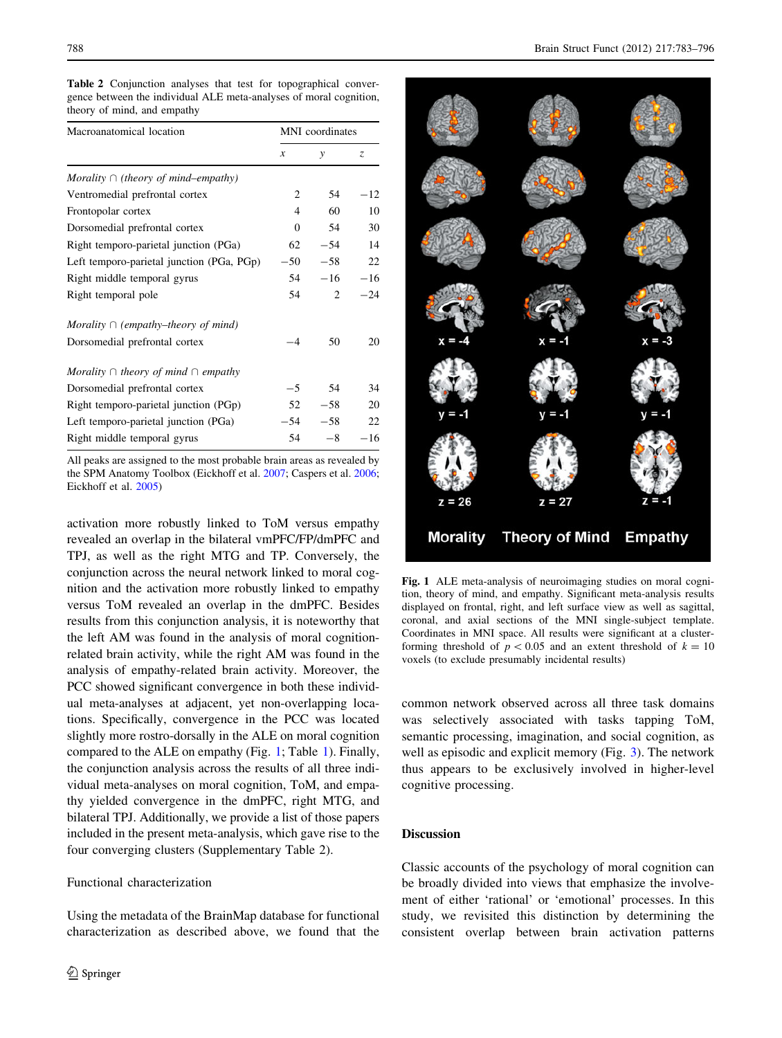**Table 2** Conjunction analyses that test for topographical convergence between the individual ALE meta-analyses of moral cognition, theory of mind, and empathy

| Macroanatomical location | MNI coordinates | | |
|---|---|---|---|
| | *x* | *y* | *z* |
| *Morality ∩ (theory of mind–empathy)* | | | |
| Ventromedial prefrontal cortex | 2 | 54 | −12 |
| Frontopolar cortex | 4 | 60 | 10 |
| Dorsomedial prefrontal cortex | 0 | 54 | 30 |
| Right temporo-parietal junction (PGa) | 62 | −54 | 14 |
| Left temporo-parietal junction (PGa, PGp) | −50 | −58 | 22 |
| Right middle temporal gyrus | 54 | −16 | −16 |
| Right temporal pole | 54 | 2 | −24 |
| *Morality ∩ (empathy–theory of mind)* | | | |
| Dorsomedial prefrontal cortex | −4 | 50 | 20 |
| *Morality ∩ theory of mind ∩ empathy* | | | |
| Dorsomedial prefrontal cortex | −5 | 54 | 34 |
| Right temporo-parietal junction (PGp) | 52 | −58 | 20 |
| Left temporo-parietal junction (PGa) | −54 | −58 | 22 |
| Right middle temporal gyrus | 54 | −8 | −16 |

All peaks are assigned to the most probable brain areas as revealed by the SPM Anatomy Toolbox (Eickhoff et al. 2007; Caspers et al. 2006; Eickhoff et al. 2005)

activation more robustly linked to ToM versus empathy revealed an overlap in the bilateral vmPFC/FP/dmPFC and TPJ, as well as the right MTG and TP. Conversely, the conjunction across the neural network linked to moral cognition and the activation more robustly linked to empathy versus ToM revealed an overlap in the dmPFC. Besides results from this conjunction analysis, it is noteworthy that the left AM was found in the analysis of moral cognition-related brain activity, while the right AM was found in the analysis of empathy-related brain activity. Moreover, the PCC showed significant convergence in both these individual meta-analyses at adjacent, yet non-overlapping locations. Specifically, convergence in the PCC was located slightly more rostro-dorsally in the ALE on moral cognition compared to the ALE on empathy (Fig. 1; Table 1). Finally, the conjunction analysis across the results of all three individual meta-analyses on moral cognition, ToM, and empathy yielded convergence in the dmPFC, right MTG, and bilateral TPJ. Additionally, we provide a list of those papers included in the present meta-analysis, which gave rise to the four converging clusters (Supplementary Table 2).

Functional characterization

Using the metadata of the BrainMap database for functional characterization as described above, we found that the common network observed across all three task domains was selectively associated with tasks tapping ToM, semantic processing, imagination, and social cognition, as well as episodic and explicit memory (Fig. 3). The network thus appears to be exclusively involved in higher-level cognitive processing.

**Fig. 1** ALE meta-analysis of neuroimaging studies on moral cognition, theory of mind, and empathy. Significant meta-analysis results displayed on frontal, right, and left surface view as well as sagittal, coronal, and axial sections of the MNI single-subject template. Coordinates in MNI space. All results were significant at a cluster-forming threshold of $p < 0.05$ and an extent threshold of $k = 10$ voxels (to exclude presumably incidental results)

## Discussion

Classic accounts of the psychology of moral cognition can be broadly divided into views that emphasize the involvement of either 'rational' or 'emotional' processes. In this study, we revisited this distinction by determining the consistent overlap between brain activation patterns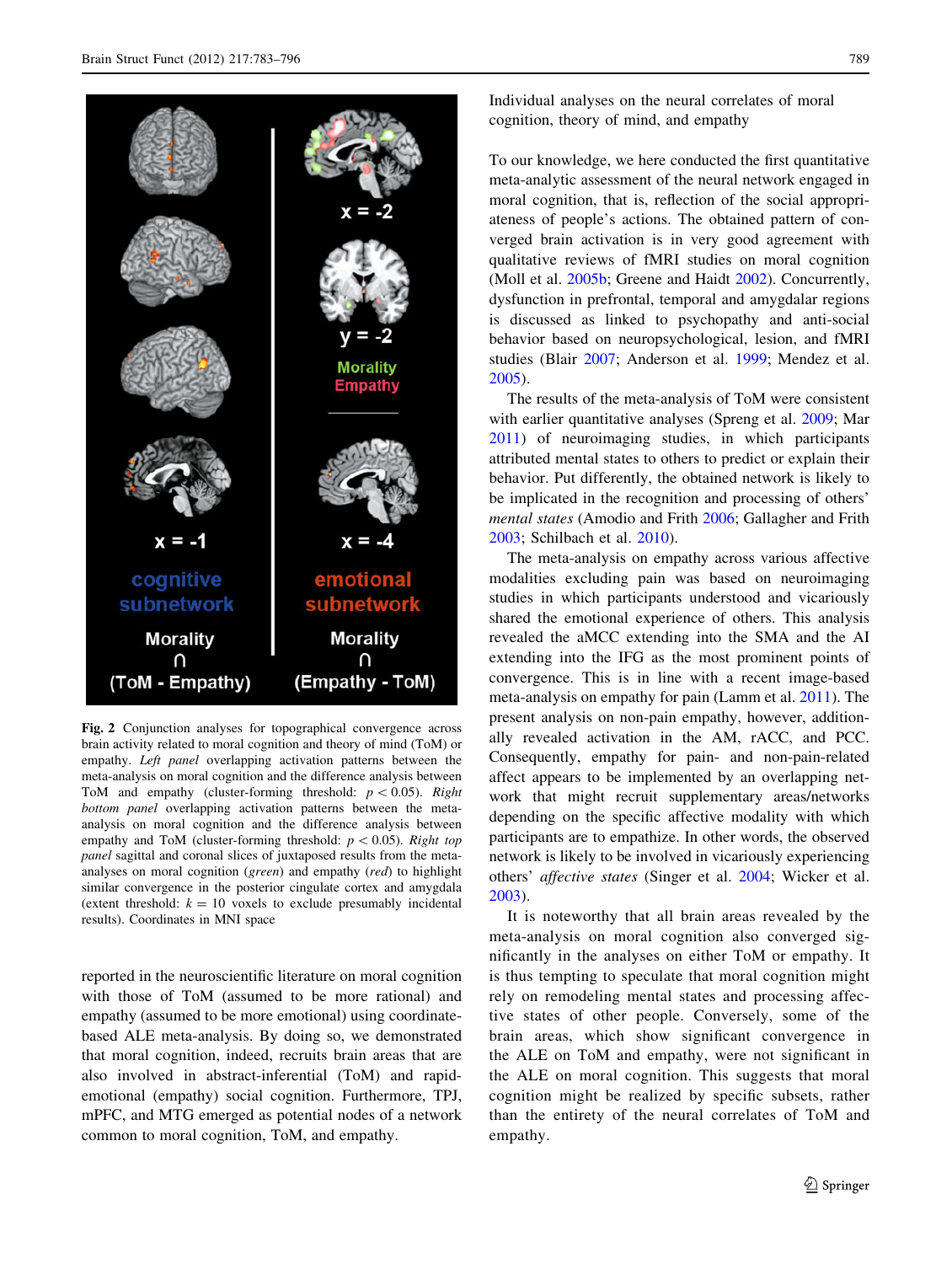**Fig. 2** Conjunction analyses for topographical convergence across brain activity related to moral cognition and theory of mind (ToM) or empathy. *Left panel* overlapping activation patterns between the meta-analysis on moral cognition and the difference analysis between ToM and empathy (cluster-forming threshold: $p < 0.05$). *Right bottom panel* overlapping activation patterns between the meta-analysis on moral cognition and the difference analysis between empathy and ToM (cluster-forming threshold: $p < 0.05$). *Right top panel* sagittal and coronal slices of juxtaposed results from the meta-analyses on moral cognition (*green*) and empathy (*red*) to highlight similar convergence in the posterior cingulate cortex and amygdala (extent threshold: $k = 10$ voxels to exclude presumably incidental results). Coordinates in MNI space

reported in the neuroscientific literature on moral cognition with those of ToM (assumed to be more rational) and empathy (assumed to be more emotional) using coordinate-based ALE meta-analysis. By doing so, we demonstrated that moral cognition, indeed, recruits brain areas that are also involved in abstract-inferential (ToM) and rapid-emotional (empathy) social cognition. Furthermore, TPJ, mPFC, and MTG emerged as potential nodes of a network common to moral cognition, ToM, and empathy.

### Individual analyses on the neural correlates of moral cognition, theory of mind, and empathy

To our knowledge, we here conducted the first quantitative meta-analytic assessment of the neural network engaged in moral cognition, that is, reflection of the social appropriateness of people's actions. The obtained pattern of converged brain activation is in very good agreement with qualitative reviews of fMRI studies on moral cognition (Moll et al. 2005b; Greene and Haidt 2002). Concurrently, dysfunction in prefrontal, temporal and amygdalar regions is discussed as linked to psychopathy and anti-social behavior based on neuropsychological, lesion, and fMRI studies (Blair 2007; Anderson et al. 1999; Mendez et al. 2005).

The results of the meta-analysis of ToM were consistent with earlier quantitative analyses (Spreng et al. 2009; Mar 2011) of neuroimaging studies, in which participants attributed mental states to others to predict or explain their behavior. Put differently, the obtained network is likely to be implicated in the recognition and processing of others' *mental states* (Amodio and Frith 2006; Gallagher and Frith 2003; Schilbach et al. 2010).

The meta-analysis on empathy across various affective modalities excluding pain was based on neuroimaging studies in which participants understood and vicariously shared the emotional experience of others. This analysis revealed the aMCC extending into the SMA and the AI extending into the IFG as the most prominent points of convergence. This is in line with a recent image-based meta-analysis on empathy for pain (Lamm et al. 2011). The present analysis on non-pain empathy, however, additionally revealed activation in the AM, rACC, and PCC. Consequently, empathy for pain- and non-pain-related affect appears to be implemented by an overlapping network that might recruit supplementary areas/networks depending on the specific affective modality with which participants are to empathize. In other words, the observed network is likely to be involved in vicariously experiencing others' *affective states* (Singer et al. 2004; Wicker et al. 2003).

It is noteworthy that all brain areas revealed by the meta-analysis on moral cognition also converged significantly in the analyses on either ToM or empathy. It is thus tempting to speculate that moral cognition might rely on remodeling mental states and processing affective states of other people. Conversely, some of the brain areas, which show significant convergence in the ALE on ToM and empathy, were not significant in the ALE on moral cognition. This suggests that moral cognition might be realized by specific subsets, rather than the entirety of the neural correlates of ToM and empathy.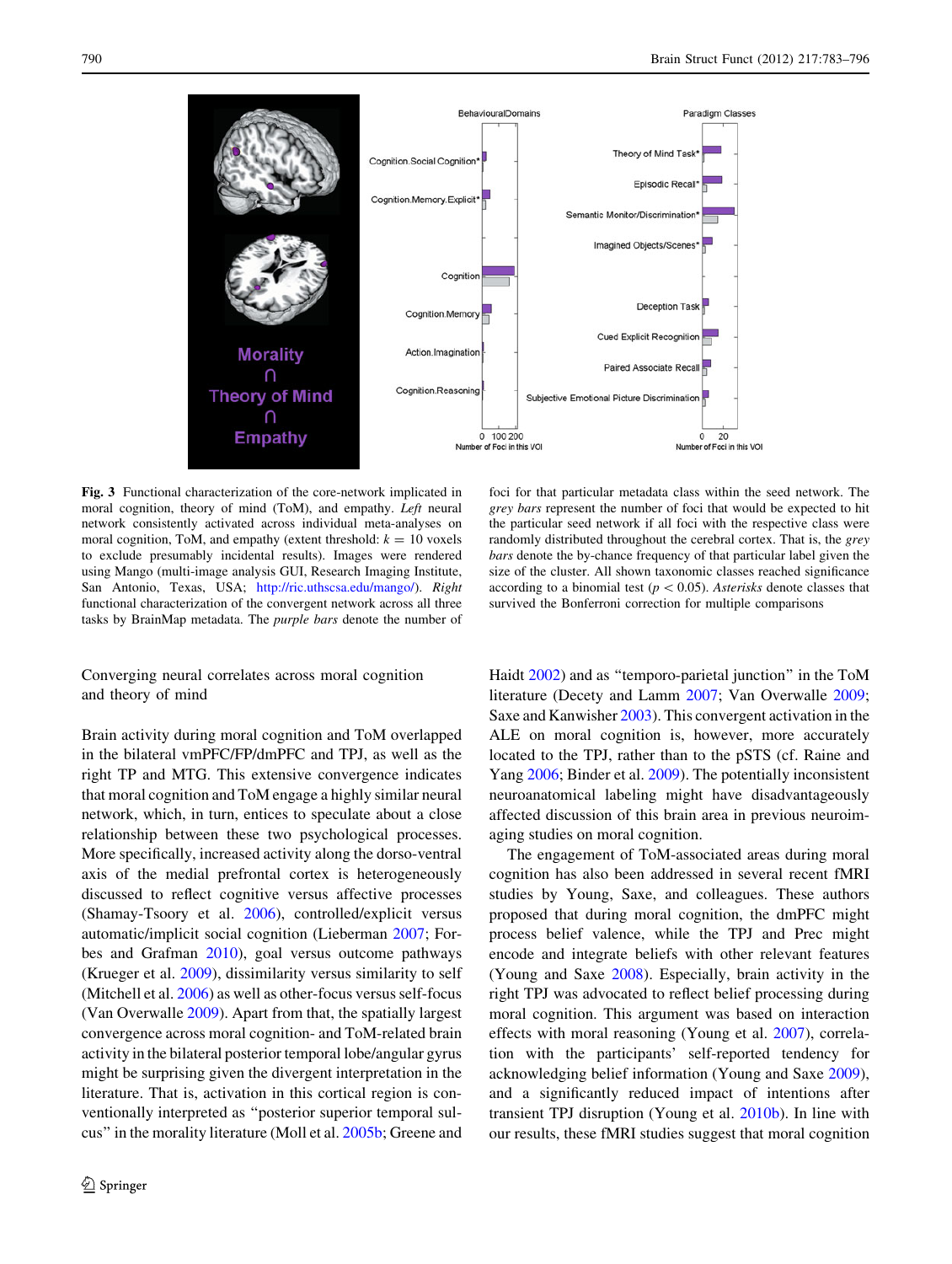**Fig. 3** Functional characterization of the core-network implicated in moral cognition, theory of mind (ToM), and empathy. *Left* neural network consistently activated across individual meta-analyses on moral cognition, ToM, and empathy (extent threshold: $k = 10$ voxels to exclude presumably incidental results). Images were rendered using Mango (multi-image analysis GUI, Research Imaging Institute, San Antonio, Texas, USA; http://ric.uthscsa.edu/mango/). *Right* functional characterization of the convergent network across all three tasks by BrainMap metadata. The *purple bars* denote the number of foci for that particular metadata class within the seed network. The *grey bars* represent the number of foci that would be expected to hit the particular seed network if all foci with the respective class were randomly distributed throughout the cerebral cortex. That is, the *grey bars* denote the by-chance frequency of that particular label given the size of the cluster. All shown taxonomic classes reached significance according to a binomial test ($p < 0.05$). *Asterisks* denote classes that survived the Bonferroni correction for multiple comparisons

## Converging neural correlates across moral cognition and theory of mind

Brain activity during moral cognition and ToM overlapped in the bilateral vmPFC/FP/dmPFC and TPJ, as well as the right TP and MTG. This extensive convergence indicates that moral cognition and ToM engage a highly similar neural network, which, in turn, entices to speculate about a close relationship between these two psychological processes. More specifically, increased activity along the dorso-ventral axis of the medial prefrontal cortex is heterogeneously discussed to reflect cognitive versus affective processes (Shamay-Tsoory et al. 2006), controlled/explicit versus automatic/implicit social cognition (Lieberman 2007; Forbes and Grafman 2010), goal versus outcome pathways (Krueger et al. 2009), dissimilarity versus similarity to self (Mitchell et al. 2006) as well as other-focus versus self-focus (Van Overwalle 2009). Apart from that, the spatially largest convergence across moral cognition- and ToM-related brain activity in the bilateral posterior temporal lobe/angular gyrus might be surprising given the divergent interpretation in the literature. That is, activation in this cortical region is conventionally interpreted as "posterior superior temporal sulcus" in the morality literature (Moll et al. 2005b; Greene and Haidt 2002) and as "temporo-parietal junction" in the ToM literature (Decety and Lamm 2007; Van Overwalle 2009; Saxe and Kanwisher 2003). This convergent activation in the ALE on moral cognition is, however, more accurately located to the TPJ, rather than to the pSTS (cf. Raine and Yang 2006; Binder et al. 2009). The potentially inconsistent neuroanatomical labeling might have disadvantageously affected discussion of this brain area in previous neuroimaging studies on moral cognition.

The engagement of ToM-associated areas during moral cognition has also been addressed in several recent fMRI studies by Young, Saxe, and colleagues. These authors proposed that during moral cognition, the dmPFC might process belief valence, while the TPJ and Prec might encode and integrate beliefs with other relevant features (Young and Saxe 2008). Especially, brain activity in the right TPJ was advocated to reflect belief processing during moral cognition. This argument was based on interaction effects with moral reasoning (Young et al. 2007), correlation with the participants' self-reported tendency for acknowledging belief information (Young and Saxe 2009), and a significantly reduced impact of intentions after transient TPJ disruption (Young et al. 2010b). In line with our results, these fMRI studies suggest that moral cognition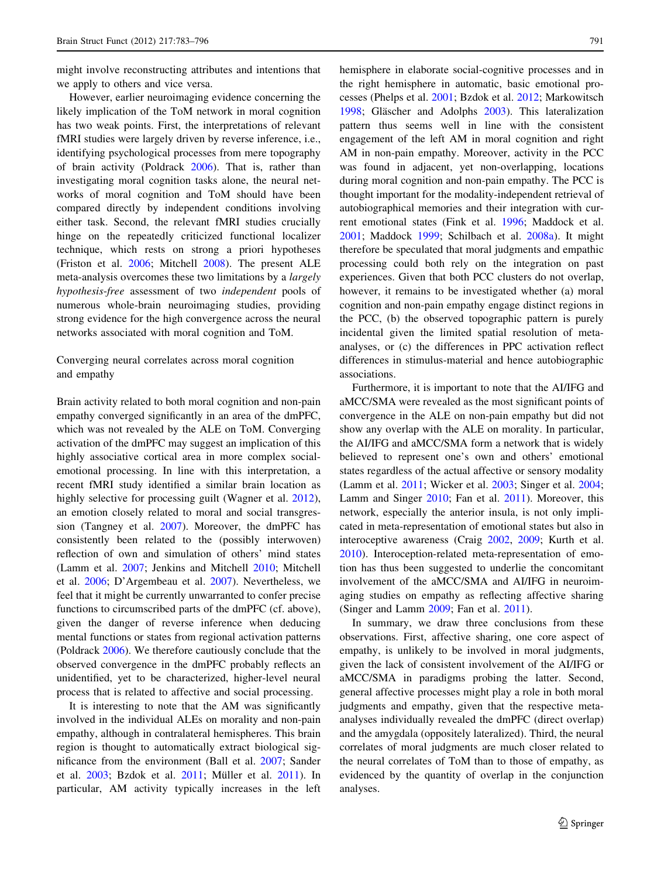might involve reconstructing attributes and intentions that we apply to others and vice versa.

However, earlier neuroimaging evidence concerning the likely implication of the ToM network in moral cognition has two weak points. First, the interpretations of relevant fMRI studies were largely driven by reverse inference, i.e., identifying psychological processes from mere topography of brain activity (Poldrack 2006). That is, rather than investigating moral cognition tasks alone, the neural networks of moral cognition and ToM should have been compared directly by independent conditions involving either task. Second, the relevant fMRI studies crucially hinge on the repeatedly criticized functional localizer technique, which rests on strong a priori hypotheses (Friston et al. 2006; Mitchell 2008). The present ALE meta-analysis overcomes these two limitations by a *largely hypothesis-free* assessment of two *independent* pools of numerous whole-brain neuroimaging studies, providing strong evidence for the high convergence across the neural networks associated with moral cognition and ToM.

### Converging neural correlates across moral cognition and empathy

Brain activity related to both moral cognition and non-pain empathy converged significantly in an area of the dmPFC, which was not revealed by the ALE on ToM. Converging activation of the dmPFC may suggest an implication of this highly associative cortical area in more complex social-emotional processing. In line with this interpretation, a recent fMRI study identified a similar brain location as highly selective for processing guilt (Wagner et al. 2012), an emotion closely related to moral and social transgression (Tangney et al. 2007). Moreover, the dmPFC has consistently been related to the (possibly interwoven) reflection of own and simulation of others' mind states (Lamm et al. 2007; Jenkins and Mitchell 2010; Mitchell et al. 2006; D'Argembeau et al. 2007). Nevertheless, we feel that it might be currently unwarranted to confer precise functions to circumscribed parts of the dmPFC (cf. above), given the danger of reverse inference when deducing mental functions or states from regional activation patterns (Poldrack 2006). We therefore cautiously conclude that the observed convergence in the dmPFC probably reflects an unidentified, yet to be characterized, higher-level neural process that is related to affective and social processing.

It is interesting to note that the AM was significantly involved in the individual ALEs on morality and non-pain empathy, although in contralateral hemispheres. This brain region is thought to automatically extract biological significance from the environment (Ball et al. 2007; Sander et al. 2003; Bzdok et al. 2011; Müller et al. 2011). In particular, AM activity typically increases in the left hemisphere in elaborate social-cognitive processes and in the right hemisphere in automatic, basic emotional processes (Phelps et al. 2001; Bzdok et al. 2012; Markowitsch 1998; Gläscher and Adolphs 2003). This lateralization pattern thus seems well in line with the consistent engagement of the left AM in moral cognition and right AM in non-pain empathy. Moreover, activity in the PCC was found in adjacent, yet non-overlapping, locations during moral cognition and non-pain empathy. The PCC is thought important for the modality-independent retrieval of autobiographical memories and their integration with current emotional states (Fink et al. 1996; Maddock et al. 2001; Maddock 1999; Schilbach et al. 2008a). It might therefore be speculated that moral judgments and empathic processing could both rely on the integration on past experiences. Given that both PCC clusters do not overlap, however, it remains to be investigated whether (a) moral cognition and non-pain empathy engage distinct regions in the PCC, (b) the observed topographic pattern is purely incidental given the limited spatial resolution of meta-analyses, or (c) the differences in PPC activation reflect differences in stimulus-material and hence autobiographic associations.

Furthermore, it is important to note that the AI/IFG and aMCC/SMA were revealed as the most significant points of convergence in the ALE on non-pain empathy but did not show any overlap with the ALE on morality. In particular, the AI/IFG and aMCC/SMA form a network that is widely believed to represent one's own and others' emotional states regardless of the actual affective or sensory modality (Lamm et al. 2011; Wicker et al. 2003; Singer et al. 2004; Lamm and Singer 2010; Fan et al. 2011). Moreover, this network, especially the anterior insula, is not only implicated in meta-representation of emotional states but also in interoceptive awareness (Craig 2002, 2009; Kurth et al. 2010). Interoception-related meta-representation of emotion has thus been suggested to underlie the concomitant involvement of the aMCC/SMA and AI/IFG in neuroimaging studies on empathy as reflecting affective sharing (Singer and Lamm 2009; Fan et al. 2011).

In summary, we draw three conclusions from these observations. First, affective sharing, one core aspect of empathy, is unlikely to be involved in moral judgments, given the lack of consistent involvement of the AI/IFG or aMCC/SMA in paradigms probing the latter. Second, general affective processes might play a role in both moral judgments and empathy, given that the respective meta-analyses individually revealed the dmPFC (direct overlap) and the amygdala (oppositely lateralized). Third, the neural correlates of moral judgments are much closer related to the neural correlates of ToM than to those of empathy, as evidenced by the quantity of overlap in the conjunction analyses.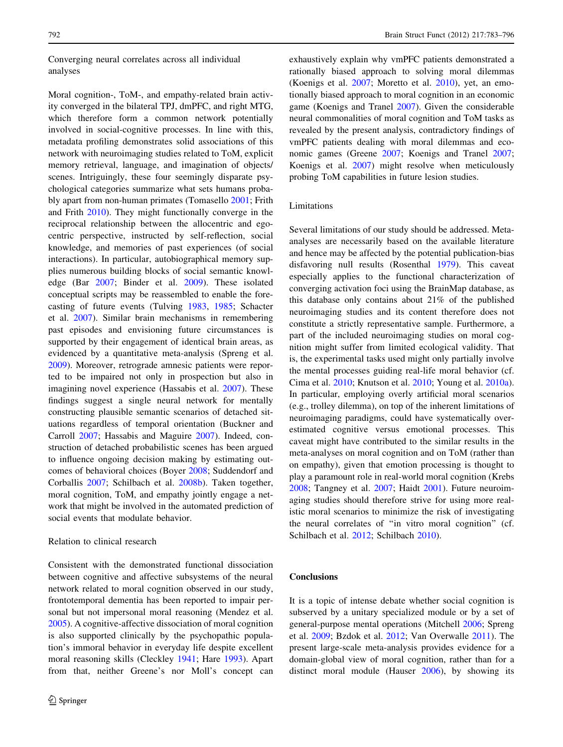### Converging neural correlates across all individual analyses

Moral cognition-, ToM-, and empathy-related brain activity converged in the bilateral TPJ, dmPFC, and right MTG, which therefore form a common network potentially involved in social-cognitive processes. In line with this, metadata profiling demonstrates solid associations of this network with neuroimaging studies related to ToM, explicit memory retrieval, language, and imagination of objects/scenes. Intriguingly, these four seemingly disparate psychological categories summarize what sets humans probably apart from non-human primates (Tomasello 2001; Frith and Frith 2010). They might functionally converge in the reciprocal relationship between the allocentric and egocentric perspective, instructed by self-reflection, social knowledge, and memories of past experiences (of social interactions). In particular, autobiographical memory supplies numerous building blocks of social semantic knowledge (Bar 2007; Binder et al. 2009). These isolated conceptual scripts may be reassembled to enable the forecasting of future events (Tulving 1983, 1985; Schacter et al. 2007). Similar brain mechanisms in remembering past episodes and envisioning future circumstances is supported by their engagement of identical brain areas, as evidenced by a quantitative meta-analysis (Spreng et al. 2009). Moreover, retrograde amnesic patients were reported to be impaired not only in prospection but also in imagining novel experience (Hassabis et al. 2007). These findings suggest a single neural network for mentally constructing plausible semantic scenarios of detached situations regardless of temporal orientation (Buckner and Carroll 2007; Hassabis and Maguire 2007). Indeed, construction of detached probabilistic scenes has been argued to influence ongoing decision making by estimating outcomes of behavioral choices (Boyer 2008; Suddendorf and Corballis 2007; Schilbach et al. 2008b). Taken together, moral cognition, ToM, and empathy jointly engage a network that might be involved in the automated prediction of social events that modulate behavior.

### Relation to clinical research

Consistent with the demonstrated functional dissociation between cognitive and affective subsystems of the neural network related to moral cognition observed in our study, frontotemporal dementia has been reported to impair personal but not impersonal moral reasoning (Mendez et al. 2005). A cognitive-affective dissociation of moral cognition is also supported clinically by the psychopathic population's immoral behavior in everyday life despite excellent moral reasoning skills (Cleckley 1941; Hare 1993). Apart from that, neither Greene's nor Moll's concept can exhaustively explain why vmPFC patients demonstrated a rationally biased approach to solving moral dilemmas (Koenigs et al. 2007; Moretto et al. 2010), yet, an emotionally biased approach to moral cognition in an economic game (Koenigs and Tranel 2007). Given the considerable neural commonalities of moral cognition and ToM tasks as revealed by the present analysis, contradictory findings of vmPFC patients dealing with moral dilemmas and economic games (Greene 2007; Koenigs and Tranel 2007; Koenigs et al. 2007) might resolve when meticulously probing ToM capabilities in future lesion studies.

### Limitations

Several limitations of our study should be addressed. Meta-analyses are necessarily based on the available literature and hence may be affected by the potential publication-bias disfavoring null results (Rosenthal 1979). This caveat especially applies to the functional characterization of converging activation foci using the BrainMap database, as this database only contains about 21% of the published neuroimaging studies and its content therefore does not constitute a strictly representative sample. Furthermore, a part of the included neuroimaging studies on moral cognition might suffer from limited ecological validity. That is, the experimental tasks used might only partially involve the mental processes guiding real-life moral behavior (cf. Cima et al. 2010; Knutson et al. 2010; Young et al. 2010a). In particular, employing overly artificial moral scenarios (e.g., trolley dilemma), on top of the inherent limitations of neuroimaging paradigms, could have systematically overestimated cognitive versus emotional processes. This caveat might have contributed to the similar results in the meta-analyses on moral cognition and on ToM (rather than on empathy), given that emotion processing is thought to play a paramount role in real-world moral cognition (Krebs 2008; Tangney et al. 2007; Haidt 2001). Future neuroimaging studies should therefore strive for using more realistic moral scenarios to minimize the risk of investigating the neural correlates of "in vitro moral cognition" (cf. Schilbach et al. 2012; Schilbach 2010).

## Conclusions

It is a topic of intense debate whether social cognition is subserved by a unitary specialized module or by a set of general-purpose mental operations (Mitchell 2006; Spreng et al. 2009; Bzdok et al. 2012; Van Overwalle 2011). The present large-scale meta-analysis provides evidence for a domain-global view of moral cognition, rather than for a distinct moral module (Hauser 2006), by showing its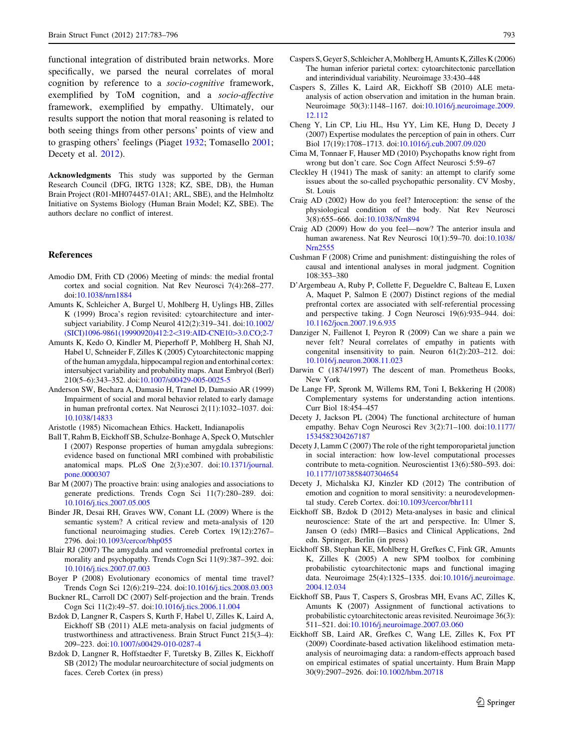functional integration of distributed brain networks. More specifically, we parsed the neural correlates of moral cognition by reference to a *socio-cognitive* framework, exemplified by ToM cognition, and a *socio-affective* framework, exemplified by empathy. Ultimately, our results support the notion that moral reasoning is related to both seeing things from other persons' points of view and to grasping others' feelings (Piaget 1932; Tomasello 2001; Decety et al. 2012).

**Acknowledgments** This study was supported by the German Research Council (DFG, IRTG 1328; KZ, SBE, DB), the Human Brain Project (R01-MH074457-01A1; ARL, SBE), and the Helmholtz Initiative on Systems Biology (Human Brain Model; KZ, SBE). The authors declare no conflict of interest.

## References

Amodio DM, Frith CD (2006) Meeting of minds: the medial frontal cortex and social cognition. Nat Rev Neurosci 7(4):268–277. doi:10.1038/nrn1884

Amunts K, Schleicher A, Burgel U, Mohlberg H, Uylings HB, Zilles K (1999) Broca's region revisited: cytoarchitecture and intersubject variability. J Comp Neurol 412(2):319–341. doi:10.1002/(SICI)1096-9861(19990920)412:2<319:AID-CNE10>3.0.CO;2-7

Amunts K, Kedo O, Kindler M, Pieperhoff P, Mohlberg H, Shah NJ, Habel U, Schneider F, Zilles K (2005) Cytoarchitectonic mapping of the human amygdala, hippocampal region and entorhinal cortex: intersubject variability and probability maps. Anat Embryol (Berl) 210(5–6):343–352. doi:10.1007/s00429-005-0025-5

Anderson SW, Bechara A, Damasio H, Tranel D, Damasio AR (1999) Impairment of social and moral behavior related to early damage in human prefrontal cortex. Nat Neurosci 2(11):1032–1037. doi:10.1038/14833

Aristotle (1985) Nicomachean Ethics. Hackett, Indianapolis

Ball T, Rahm B, Eickhoff SB, Schulze-Bonhage A, Speck O, Mutschler I (2007) Response properties of human amygdala subregions: evidence based on functional MRI combined with probabilistic anatomical maps. PLoS One 2(3):e307. doi:10.1371/journal.pone.0000307

Bar M (2007) The proactive brain: using analogies and associations to generate predictions. Trends Cogn Sci 11(7):280–289. doi:10.1016/j.tics.2007.05.005

Binder JR, Desai RH, Graves WW, Conant LL (2009) Where is the semantic system? A critical review and meta-analysis of 120 functional neuroimaging studies. Cereb Cortex 19(12):2767–2796. doi:10.1093/cercor/bhp055

Blair RJ (2007) The amygdala and ventromedial prefrontal cortex in morality and psychopathy. Trends Cogn Sci 11(9):387–392. doi:10.1016/j.tics.2007.07.003

Boyer P (2008) Evolutionary economics of mental time travel? Trends Cogn Sci 12(6):219–224. doi:10.1016/j.tics.2008.03.003

Buckner RL, Carroll DC (2007) Self-projection and the brain. Trends Cogn Sci 11(2):49–57. doi:10.1016/j.tics.2006.11.004

Bzdok D, Langner R, Caspers S, Kurth F, Habel U, Zilles K, Laird A, Eickhoff SB (2011) ALE meta-analysis on facial judgments of trustworthiness and attractiveness. Brain Struct Funct 215(3–4):209–223. doi:10.1007/s00429-010-0287-4

Bzdok D, Langner R, Hoffstaedter F, Turetsky B, Zilles K, Eickhoff SB (2012) The modular neuroarchitecture of social judgments on faces. Cereb Cortex (in press)

Caspers S, Geyer S, Schleicher A, Mohlberg H, Amunts K, Zilles K (2006) The human inferior parietal cortex: cytoarchitectonic parcellation and interindividual variability. Neuroimage 33:430–448

Caspers S, Zilles K, Laird AR, Eickhoff SB (2010) ALE meta-analysis of action observation and imitation in the human brain. Neuroimage 50(3):1148–1167. doi:10.1016/j.neuroimage.2009.12.112

Cheng Y, Lin CP, Liu HL, Hsu YY, Lim KE, Hung D, Decety J (2007) Expertise modulates the perception of pain in others. Curr Biol 17(19):1708–1713. doi:10.1016/j.cub.2007.09.020

Cima M, Tonnaer F, Hauser MD (2010) Psychopaths know right from wrong but don't care. Soc Cogn Affect Neurosci 5:59–67

Cleckley H (1941) The mask of sanity: an attempt to clarify some issues about the so-called psychopathic personality. CV Mosby, St. Louis

Craig AD (2002) How do you feel? Interoception: the sense of the physiological condition of the body. Nat Rev Neurosci 3(8):655–666. doi:10.1038/Nrn894

Craig AD (2009) How do you feel—now? The anterior insula and human awareness. Nat Rev Neurosci 10(1):59–70. doi:10.1038/Nrn2555

Cushman F (2008) Crime and punishment: distinguishing the roles of causal and intentional analyses in moral judgment. Cognition 108:353–380

D'Argembeau A, Ruby P, Collette F, Degueldre C, Balteau E, Luxen A, Maquet P, Salmon E (2007) Distinct regions of the medial prefrontal cortex are associated with self-referential processing and perspective taking. J Cogn Neurosci 19(6):935–944. doi:10.1162/jocn.2007.19.6.935

Danziger N, Faillenot I, Peyron R (2009) Can we share a pain we never felt? Neural correlates of empathy in patients with congenital insensitivity to pain. Neuron 61(2):203–212. doi:10.1016/j.neuron.2008.11.023

Darwin C (1874/1997) The descent of man. Prometheus Books, New York

De Lange FP, Spronk M, Willems RM, Toni I, Bekkering H (2008) Complementary systems for understanding action intentions. Curr Biol 18:454–457

Decety J, Jackson PL (2004) The functional architecture of human empathy. Behav Cogn Neurosci Rev 3(2):71–100. doi:10.1177/1534582304267187

Decety J, Lamm C (2007) The role of the right temporoparietal junction in social interaction: how low-level computational processes contribute to meta-cognition. Neuroscientist 13(6):580–593. doi:10.1177/1073858407304654

Decety J, Michalska KJ, Kinzler KD (2012) The contribution of emotion and cognition to moral sensitivity: a neurodevelopmental study. Cereb Cortex. doi:10.1093/cercor/bhr111

Eickhoff SB, Bzdok D (2012) Meta-analyses in basic and clinical neuroscience: State of the art and perspective. In: Ulmer S, Jansen O (eds) fMRI—Basics and Clinical Applications, 2nd edn. Springer, Berlin (in press)

Eickhoff SB, Stephan KE, Mohlberg H, Grefkes C, Fink GR, Amunts K, Zilles K (2005) A new SPM toolbox for combining probabilistic cytoarchitectonic maps and functional imaging data. Neuroimage 25(4):1325–1335. doi:10.1016/j.neuroimage.2004.12.034

Eickhoff SB, Paus T, Caspers S, Grosbras MH, Evans AC, Zilles K, Amunts K (2007) Assignment of functional activations to probabilistic cytoarchitectonic areas revisited. Neuroimage 36(3):511–521. doi:10.1016/j.neuroimage.2007.03.060

Eickhoff SB, Laird AR, Grefkes C, Wang LE, Zilles K, Fox PT (2009) Coordinate-based activation likelihood estimation meta-analysis of neuroimaging data: a random-effects approach based on empirical estimates of spatial uncertainty. Hum Brain Mapp 30(9):2907–2926. doi:10.1002/hbm.20718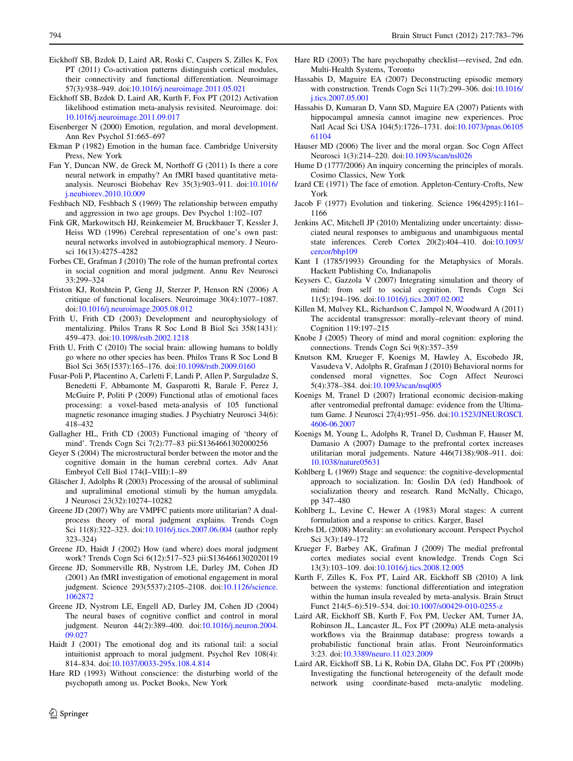Eickhoff SB, Bzdok D, Laird AR, Roski C, Caspers S, Zilles K, Fox PT (2011) Co-activation patterns distinguish cortical modules, their connectivity and functional differentiation. Neuroimage 57(3):938–949. doi:10.1016/j.neuroimage.2011.05.021

Eickhoff SB, Bzdok D, Laird AR, Kurth F, Fox PT (2012) Activation likelihood estimation meta-analysis revisited. Neuroimage. doi: 10.1016/j.neuroimage.2011.09.017

Eisenberger N (2000) Emotion, regulation, and moral development. Ann Rev Psychol 51:665–697

Ekman P (1982) Emotion in the human face. Cambridge University Press, New York

Fan Y, Duncan NW, de Greck M, Northoff G (2011) Is there a core neural network in empathy? An fMRI based quantitative meta-analysis. Neurosci Biobehav Rev 35(3):903–911. doi:10.1016/j.neubiorev.2010.10.009

Feshbach ND, Feshbach S (1969) The relationship between empathy and aggression in two age groups. Dev Psychol 1:102–107

Fink GR, Markowitsch HJ, Reinkemeier M, Bruckbauer T, Kessler J, Heiss WD (1996) Cerebral representation of one's own past: neural networks involved in autobiographical memory. J Neurosci 16(13):4275–4282

Forbes CE, Grafman J (2010) The role of the human prefrontal cortex in social cognition and moral judgment. Annu Rev Neurosci 33:299–324

Friston KJ, Rotshtein P, Geng JJ, Sterzer P, Henson RN (2006) A critique of functional localisers. Neuroimage 30(4):1077–1087. doi:10.1016/j.neuroimage.2005.08.012

Frith U, Frith CD (2003) Development and neurophysiology of mentalizing. Philos Trans R Soc Lond B Biol Sci 358(1431): 459–473. doi:10.1098/rstb.2002.1218

Frith U, Frith C (2010) The social brain: allowing humans to boldly go where no other species has been. Philos Trans R Soc Lond B Biol Sci 365(1537):165–176. doi:10.1098/rstb.2009.0160

Fusar-Poli P, Placentino A, Carletti F, Landi P, Allen P, Surguladze S, Benedetti F, Abbamonte M, Gasparotti R, Barale F, Perez J, McGuire P, Politi P (2009) Functional atlas of emotional faces processing: a voxel-based meta-analysis of 105 functional magnetic resonance imaging studies. J Psychiatry Neurosci 34(6): 418–432

Gallagher HL, Frith CD (2003) Functional imaging of 'theory of mind'. Trends Cogn Sci 7(2):77–83 pii:S1364661302000256

Geyer S (2004) The microstructural border between the motor and the cognitive domain in the human cerebral cortex. Adv Anat Embryol Cell Biol 174(I–VIII):1–89

Gläscher J, Adolphs R (2003) Processing of the arousal of subliminal and supraliminal emotional stimuli by the human amygdala. J Neurosci 23(32):10274–10282

Greene JD (2007) Why are VMPFC patients more utilitarian? A dual-process theory of moral judgment explains. Trends Cogn Sci 11(8):322–323. doi:10.1016/j.tics.2007.06.004 (author reply 323–324)

Greene JD, Haidt J (2002) How (and where) does moral judgment work? Trends Cogn Sci 6(12):517–523 pii:S1364661302020119

Greene JD, Sommerville RB, Nystrom LE, Darley JM, Cohen JD (2001) An fMRI investigation of emotional engagement in moral judgment. Science 293(5537):2105–2108. doi:10.1126/science.1062872

Greene JD, Nystrom LE, Engell AD, Darley JM, Cohen JD (2004) The neural bases of cognitive conflict and control in moral judgment. Neuron 44(2):389–400. doi:10.1016/j.neuron.2004.09.027

Haidt J (2001) The emotional dog and its rational tail: a social intuitionist approach to moral judgment. Psychol Rev 108(4): 814–834. doi:10.1037/0033-295x.108.4.814

Hare RD (1993) Without conscience: the disturbing world of the psychopath among us. Pocket Books, New York

Hare RD (2003) The hare psychopathy checklist—revised, 2nd edn. Multi-Health Systems, Toronto

Hassabis D, Maguire EA (2007) Deconstructing episodic memory with construction. Trends Cogn Sci 11(7):299–306. doi:10.1016/j.tics.2007.05.001

Hassabis D, Kumaran D, Vann SD, Maguire EA (2007) Patients with hippocampal amnesia cannot imagine new experiences. Proc Natl Acad Sci USA 104(5):1726–1731. doi:10.1073/pnas.0610561104

Hauser MD (2006) The liver and the moral organ. Soc Cogn Affect Neurosci 1(3):214–220. doi:10.1093/scan/nsl026

Hume D (1777/2006) An inquiry concerning the principles of morals. Cosimo Classics, New York

Izard CE (1971) The face of emotion. Appleton-Century-Crofts, New York

Jacob F (1977) Evolution and tinkering. Science 196(4295):1161–1166

Jenkins AC, Mitchell JP (2010) Mentalizing under uncertainty: dissociated neural responses to ambiguous and unambiguous mental state inferences. Cereb Cortex 20(2):404–410. doi:10.1093/cercor/bhp109

Kant I (1785/1993) Grounding for the Metaphysics of Morals. Hackett Publishing Co, Indianapolis

Keysers C, Gazzola V (2007) Integrating simulation and theory of mind: from self to social cognition. Trends Cogn Sci 11(5):194–196. doi:10.1016/j.tics.2007.02.002

Killen M, Mulvey KL, Richardson C, Jampol N, Woodward A (2011) The accidental transgressor: morally–relevant theory of mind. Cognition 119:197–215

Knobe J (2005) Theory of mind and moral cognition: exploring the connections. Trends Cogn Sci 9(8):357–359

Knutson KM, Krueger F, Koenigs M, Hawley A, Escobedo JR, Vasudeva V, Adolphs R, Grafman J (2010) Behavioral norms for condensed moral vignettes. Soc Cogn Affect Neurosci 5(4):378–384. doi:10.1093/scan/nsq005

Koenigs M, Tranel D (2007) Irrational economic decision-making after ventromedial prefrontal damage: evidence from the Ultimatum Game. J Neurosci 27(4):951–956. doi:10.1523/JNEUROSCI.4606-06.2007

Koenigs M, Young L, Adolphs R, Tranel D, Cushman F, Hauser M, Damasio A (2007) Damage to the prefrontal cortex increases utilitarian moral judgements. Nature 446(7138):908–911. doi:10.1038/nature05631

Kohlberg L (1969) Stage and sequence: the cognitive-developmental approach to socialization. In: Goslin DA (ed) Handbook of socialization theory and research. Rand McNally, Chicago, pp 347–480

Kohlberg L, Levine C, Hewer A (1983) Moral stages: A current formulation and a response to critics. Karger, Basel

Krebs DL (2008) Morality: an evolutionary account. Perspect Psychol Sci 3(3):149–172

Krueger F, Barbey AK, Grafman J (2009) The medial prefrontal cortex mediates social event knowledge. Trends Cogn Sci 13(3):103–109. doi:10.1016/j.tics.2008.12.005

Kurth F, Zilles K, Fox PT, Laird AR, Eickhoff SB (2010) A link between the systems: functional differentiation and integration within the human insula revealed by meta-analysis. Brain Struct Funct 214(5–6):519–534. doi:10.1007/s00429-010-0255-z

Laird AR, Eickhoff SB, Kurth F, Fox PM, Uecker AM, Turner JA, Robinson JL, Lancaster JL, Fox PT (2009a) ALE meta-analysis workflows via the Brainmap database: progress towards a probabilistic functional brain atlas. Front Neuroinformatics 3:23. doi:10.3389/neuro.11.023.2009

Laird AR, Eickhoff SB, Li K, Robin DA, Glahn DC, Fox PT (2009b) Investigating the functional heterogeneity of the default mode network using coordinate-based meta-analytic modeling.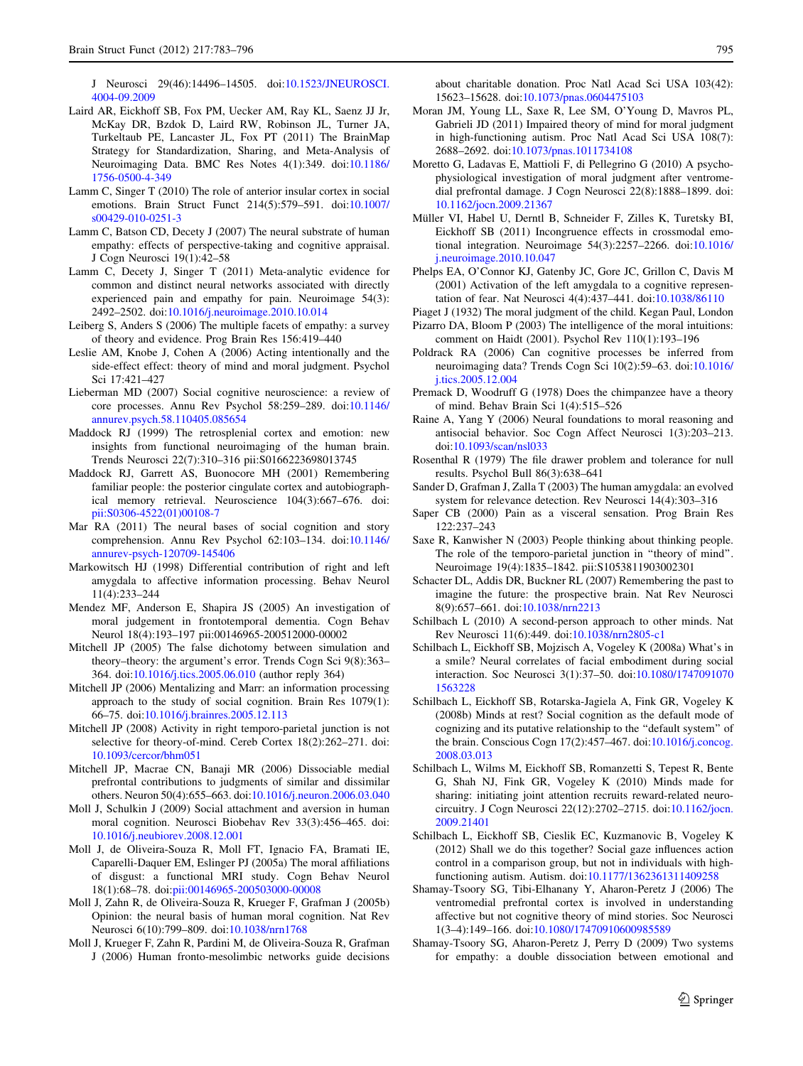J Neurosci 29(46):14496–14505. doi:10.1523/JNEUROSCI.4004-09.2009

Laird AR, Eickhoff SB, Fox PM, Uecker AM, Ray KL, Saenz JJ Jr, McKay DR, Bzdok D, Laird RW, Robinson JL, Turner JA, Turkeltaub PE, Lancaster JL, Fox PT (2011) The BrainMap Strategy for Standardization, Sharing, and Meta-Analysis of Neuroimaging Data. BMC Res Notes 4(1):349. doi:10.1186/1756-0500-4-349

Lamm C, Singer T (2010) The role of anterior insular cortex in social emotions. Brain Struct Funct 214(5):579–591. doi:10.1007/s00429-010-0251-3

Lamm C, Batson CD, Decety J (2007) The neural substrate of human empathy: effects of perspective-taking and cognitive appraisal. J Cogn Neurosci 19(1):42–58

Lamm C, Decety J, Singer T (2011) Meta-analytic evidence for common and distinct neural networks associated with directly experienced pain and empathy for pain. Neuroimage 54(3): 2492–2502. doi:10.1016/j.neuroimage.2010.10.014

Leiberg S, Anders S (2006) The multiple facets of empathy: a survey of theory and evidence. Prog Brain Res 156:419–440

Leslie AM, Knobe J, Cohen A (2006) Acting intentionally and the side-effect effect: theory of mind and moral judgment. Psychol Sci 17:421–427

Lieberman MD (2007) Social cognitive neuroscience: a review of core processes. Annu Rev Psychol 58:259–289. doi:10.1146/annurev.psych.58.110405.085654

Maddock RJ (1999) The retrosplenial cortex and emotion: new insights from functional neuroimaging of the human brain. Trends Neurosci 22(7):310–316 pii:S0166223698013745

Maddock RJ, Garrett AS, Buonocore MH (2001) Remembering familiar people: the posterior cingulate cortex and autobiographical memory retrieval. Neuroscience 104(3):667–676. doi:pii:S0306-4522(01)00108-7

Mar RA (2011) The neural bases of social cognition and story comprehension. Annu Rev Psychol 62:103–134. doi:10.1146/annurev-psych-120709-145406

Markowitsch HJ (1998) Differential contribution of right and left amygdala to affective information processing. Behav Neurol 11(4):233–244

Mendez MF, Anderson E, Shapira JS (2005) An investigation of moral judgement in frontotemporal dementia. Cogn Behav Neurol 18(4):193–197 pii:00146965-200512000-00002

Mitchell JP (2005) The false dichotomy between simulation and theory–theory: the argument's error. Trends Cogn Sci 9(8):363–364. doi:10.1016/j.tics.2005.06.010 (author reply 364)

Mitchell JP (2006) Mentalizing and Marr: an information processing approach to the study of social cognition. Brain Res 1079(1): 66–75. doi:10.1016/j.brainres.2005.12.113

Mitchell JP (2008) Activity in right temporo-parietal junction is not selective for theory-of-mind. Cereb Cortex 18(2):262–271. doi:10.1093/cercor/bhm051

Mitchell JP, Macrae CN, Banaji MR (2006) Dissociable medial prefrontal contributions to judgments of similar and dissimilar others. Neuron 50(4):655–663. doi:10.1016/j.neuron.2006.03.040

Moll J, Schulkin J (2009) Social attachment and aversion in human moral cognition. Neurosci Biobehav Rev 33(3):456–465. doi:10.1016/j.neubiorev.2008.12.001

Moll J, de Oliveira-Souza R, Moll FT, Ignacio FA, Bramati IE, Caparelli-Daquer EM, Eslinger PJ (2005a) The moral affiliations of disgust: a functional MRI study. Cogn Behav Neurol 18(1):68–78. doi:pii:00146965-200503000-00008

Moll J, Zahn R, de Oliveira-Souza R, Krueger F, Grafman J (2005b) Opinion: the neural basis of human moral cognition. Nat Rev Neurosci 6(10):799–809. doi:10.1038/nrn1768

Moll J, Krueger F, Zahn R, Pardini M, de Oliveira-Souza R, Grafman J (2006) Human fronto-mesolimbic networks guide decisions about charitable donation. Proc Natl Acad Sci USA 103(42): 15623–15628. doi:10.1073/pnas.0604475103

Moran JM, Young LL, Saxe R, Lee SM, O'Young D, Mavros PL, Gabrieli JD (2011) Impaired theory of mind for moral judgment in high-functioning autism. Proc Natl Acad Sci USA 108(7): 2688–2692. doi:10.1073/pnas.1011734108

Moretto G, Ladavas E, Mattioli F, di Pellegrino G (2010) A psychophysiological investigation of moral judgment after ventromedial prefrontal damage. J Cogn Neurosci 22(8):1888–1899. doi:10.1162/jocn.2009.21367

Müller VI, Habel U, Derntl B, Schneider F, Zilles K, Turetsky BI, Eickhoff SB (2011) Incongruence effects in crossmodal emotional integration. Neuroimage 54(3):2257–2266. doi:10.1016/j.neuroimage.2010.10.047

Phelps EA, O'Connor KJ, Gatenby JC, Gore JC, Grillon C, Davis M (2001) Activation of the left amygdala to a cognitive representation of fear. Nat Neurosci 4(4):437–441. doi:10.1038/86110

Piaget J (1932) The moral judgment of the child. Kegan Paul, London

Pizarro DA, Bloom P (2003) The intelligence of the moral intuitions: comment on Haidt (2001). Psychol Rev 110(1):193–196

Poldrack RA (2006) Can cognitive processes be inferred from neuroimaging data? Trends Cogn Sci 10(2):59–63. doi:10.1016/j.tics.2005.12.004

Premack D, Woodruff G (1978) Does the chimpanzee have a theory of mind. Behav Brain Sci 1(4):515–526

Raine A, Yang Y (2006) Neural foundations to moral reasoning and antisocial behavior. Soc Cogn Affect Neurosci 1(3):203–213. doi:10.1093/scan/nsl033

Rosenthal R (1979) The file drawer problem and tolerance for null results. Psychol Bull 86(3):638–641

Sander D, Grafman J, Zalla T (2003) The human amygdala: an evolved system for relevance detection. Rev Neurosci 14(4):303–316

Saper CB (2000) Pain as a visceral sensation. Prog Brain Res 122:237–243

Saxe R, Kanwisher N (2003) People thinking about thinking people. The role of the temporo-parietal junction in "theory of mind". Neuroimage 19(4):1835–1842. pii:S1053811903002301

Schacter DL, Addis DR, Buckner RL (2007) Remembering the past to imagine the future: the prospective brain. Nat Rev Neurosci 8(9):657–661. doi:10.1038/nrn2213

Schilbach L (2010) A second-person approach to other minds. Nat Rev Neurosci 11(6):449. doi:10.1038/nrn2805-c1

Schilbach L, Eickhoff SB, Mojzisch A, Vogeley K (2008a) What's in a smile? Neural correlates of facial embodiment during social interaction. Soc Neurosci 3(1):37–50. doi:10.1080/17470910701563228

Schilbach L, Eickhoff SB, Rotarska-Jagiela A, Fink GR, Vogeley K (2008b) Minds at rest? Social cognition as the default mode of cognizing and its putative relationship to the "default system" of the brain. Conscious Cogn 17(2):457–467. doi:10.1016/j.concog.2008.03.013

Schilbach L, Wilms M, Eickhoff SB, Romanzetti S, Tepest R, Bente G, Shah NJ, Fink GR, Vogeley K (2010) Minds made for sharing: initiating joint attention recruits reward-related neurocircuitry. J Cogn Neurosci 22(12):2702–2715. doi:10.1162/jocn.2009.21401

Schilbach L, Eickhoff SB, Cieslik EC, Kuzmanovic B, Vogeley K (2012) Shall we do this together? Social gaze influences action control in a comparison group, but not in individuals with high-functioning autism. Autism. doi:10.1177/1362361311409258

Shamay-Tsoory SG, Tibi-Elhanany Y, Aharon-Peretz J (2006) The ventromedial prefrontal cortex is involved in understanding affective but not cognitive theory of mind stories. Soc Neurosci 1(3–4):149–166. doi:10.1080/17470910600985589

Shamay-Tsoory SG, Aharon-Peretz J, Perry D (2009) Two systems for empathy: a double dissociation between emotional and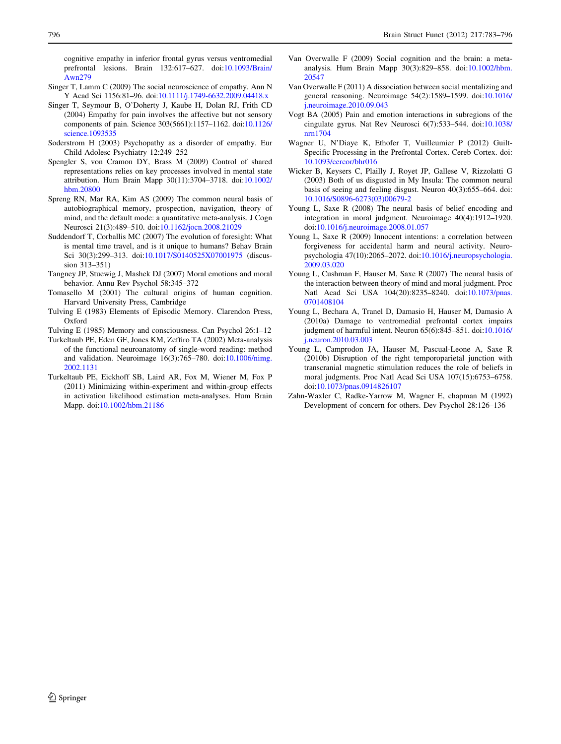cognitive empathy in inferior frontal gyrus versus ventromedial prefrontal lesions. Brain 132:617–627. doi:10.1093/Brain/Awn279

Singer T, Lamm C (2009) The social neuroscience of empathy. Ann N Y Acad Sci 1156:81–96. doi:10.1111/j.1749-6632.2009.04418.x

Singer T, Seymour B, O'Doherty J, Kaube H, Dolan RJ, Frith CD (2004) Empathy for pain involves the affective but not sensory components of pain. Science 303(5661):1157–1162. doi:10.1126/science.1093535

Soderstrom H (2003) Psychopathy as a disorder of empathy. Eur Child Adolesc Psychiatry 12:249–252

Spengler S, von Cramon DY, Brass M (2009) Control of shared representations relies on key processes involved in mental state attribution. Hum Brain Mapp 30(11):3704–3718. doi:10.1002/hbm.20800

Spreng RN, Mar RA, Kim AS (2009) The common neural basis of autobiographical memory, prospection, navigation, theory of mind, and the default mode: a quantitative meta-analysis. J Cogn Neurosci 21(3):489–510. doi:10.1162/jocn.2008.21029

Suddendorf T, Corballis MC (2007) The evolution of foresight: What is mental time travel, and is it unique to humans? Behav Brain Sci 30(3):299–313. doi:10.1017/S0140525X07001975 (discussion 313–351)

Tangney JP, Stuewig J, Mashek DJ (2007) Moral emotions and moral behavior. Annu Rev Psychol 58:345–372

Tomasello M (2001) The cultural origins of human cognition. Harvard University Press, Cambridge

Tulving E (1983) Elements of Episodic Memory. Clarendon Press, Oxford

Tulving E (1985) Memory and consciousness. Can Psychol 26:1–12

Turkeltaub PE, Eden GF, Jones KM, Zeffiro TA (2002) Meta-analysis of the functional neuroanatomy of single-word reading: method and validation. Neuroimage 16(3):765–780. doi:10.1006/nimg.2002.1131

Turkeltaub PE, Eickhoff SB, Laird AR, Fox M, Wiener M, Fox P (2011) Minimizing within-experiment and within-group effects in activation likelihood estimation meta-analyses. Hum Brain Mapp. doi:10.1002/hbm.21186

Van Overwalle F (2009) Social cognition and the brain: a meta-analysis. Hum Brain Mapp 30(3):829–858. doi:10.1002/hbm.20547

Van Overwalle F (2011) A dissociation between social mentalizing and general reasoning. Neuroimage 54(2):1589–1599. doi:10.1016/j.neuroimage.2010.09.043

Vogt BA (2005) Pain and emotion interactions in subregions of the cingulate gyrus. Nat Rev Neurosci 6(7):533–544. doi:10.1038/nrn1704

Wagner U, N'Diaye K, Ethofer T, Vuilleumier P (2012) Guilt-Specific Processing in the Prefrontal Cortex. Cereb Cortex. doi:10.1093/cercor/bhr016

Wicker B, Keysers C, Plailly J, Royet JP, Gallese V, Rizzolatti G (2003) Both of us disgusted in My Insula: The common neural basis of seeing and feeling disgust. Neuron 40(3):655–664. doi:10.1016/S0896-6273(03)00679-2

Young L, Saxe R (2008) The neural basis of belief encoding and integration in moral judgment. Neuroimage 40(4):1912–1920. doi:10.1016/j.neuroimage.2008.01.057

Young L, Saxe R (2009) Innocent intentions: a correlation between forgiveness for accidental harm and neural activity. Neuropsychologia 47(10):2065–2072. doi:10.1016/j.neuropsychologia.2009.03.020

Young L, Cushman F, Hauser M, Saxe R (2007) The neural basis of the interaction between theory of mind and moral judgment. Proc Natl Acad Sci USA 104(20):8235–8240. doi:10.1073/pnas.0701408104

Young L, Bechara A, Tranel D, Damasio H, Hauser M, Damasio A (2010a) Damage to ventromedial prefrontal cortex impairs judgment of harmful intent. Neuron 65(6):845–851. doi:10.1016/j.neuron.2010.03.003

Young L, Camprodon JA, Hauser M, Pascual-Leone A, Saxe R (2010b) Disruption of the right temporoparietal junction with transcranial magnetic stimulation reduces the role of beliefs in moral judgments. Proc Natl Acad Sci USA 107(15):6753–6758. doi:10.1073/pnas.0914826107

Zahn-Waxler C, Radke-Yarrow M, Wagner E, chapman M (1992) Development of concern for others. Dev Psychol 28:126–136